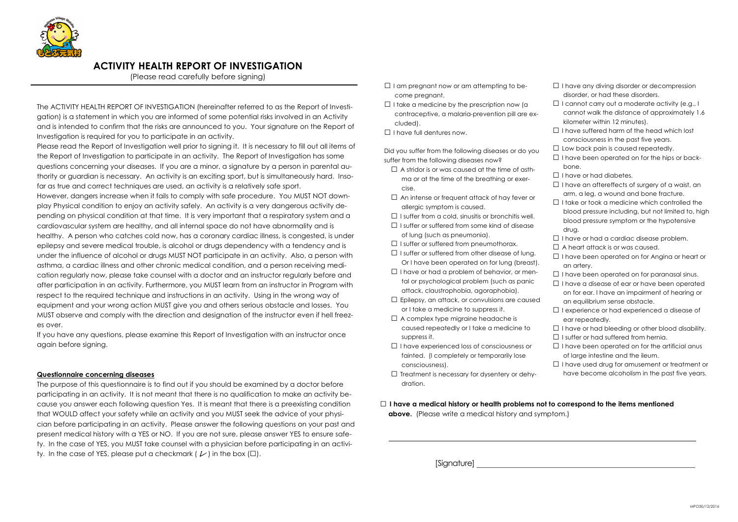# ACTIVITY HEALTH REPORT OF INVESTIGATION

(Please read carefully before signing)

The ACTIVITY HEALTH REPORT OF INVESTIGATION (hereinafter referred to as the Report of Investigation) is a statement in which you are informed of some potential risks involved in an Activity and is intended to confirm that the risks are announced to you. Your signature on the Report of Investigation is required for you to participate in an activity.

Please read the Report of Investigation well prior to signing it. It is necessary to fill out all items of the Report of Investigation to participate in an activity. The Report of Investigation has some questions concerning your diseases. If you are a minor, a signature by a person in parental authority or guardian is necessary. An activity is an exciting sport, but is simultaneously hard. Insofar as true and correct techniques are used, an activity is a relatively safe sport.

However, dangers increase when it fails to comply with safe procedure. You MUST NOT downplay Physical condition to enjoy an activity safely. An activity is a very dangerous activity depending on physical condition at that time. It is very important that a respiratory system and a cardiovascular system are healthy, and all internal space do not have abnormality and is healthy. A person who catches cold now, has a coronary cardiac illness, is congested, is under epilepsy and severe medical trouble, is alcohol or drugs dependency with a tendency and is under the influence of alcohol or drugs MUST NOT participate in an activity. Also, a person with asthma, a cardiac illness and other chronic medical condition, and a person receiving medication regularly now, please take counsel with a doctor and an instructor regularly before and after participation in an activity. Furthermore, you MUST learn from an instructor in Program with respect to the required technique and instructions in an activity. Using in the wrong way of equipment and your wrong action MUST give you and others serious obstacle and losses. You MUST observe and comply with the direction and designation of the instructor even if hell freezes over.

If you have any questions, please examine this Report of Investigation with an instructor once again before signing.

**Questionnaire concerning diseases**

The purpose of this questionnaire is to find out if you should be examined by a doctor before participating in an activity. It is not meant that there is no qualification to make an activity because you answer each following question Yes. It is meant that there is a preexisting condition that WOULD affect your safety while an activity and you MUST seek the advice of your physician before participating in an activity. Please answer the following questions on your past and present medical history with a YES or NO. If you are not sure, please answer YES to ensure safety. In the case of YES, you MUST take counsel with a physician before participating in an activity. In the case of YES, please put a checkmark ( ✓ ) in the box (☐).

- ☐ I am pregnant now or am attempting to become pregnant.
- ☐ I take a medicine by the prescription now (a contraceptive, a malaria-prevention pill are excluded).
- ☐ I have full dentures now.

Did you suffer from the following diseases or do you suffer from the following diseases now?

- ☐ A stridor is or was caused at the time of asthma or at the time of the breathing or exercise.
- ☐ An intense or frequent attack of hay fever or allergic symptom is caused.
- ☐ I suffer from a cold, sinusitis or bronchitis well.
- ☐ I suffer or suffered from some kind of disease of lung (such as pneumonia).
- ☐ I suffer or suffered from pneumothorax.
- ☐ I suffer or suffered from other disease of lung. Or I have been operated on for lung (breast).
- ☐ I have or had a problem of behavior, or mental or psychological problem (such as panic attack, claustrophobia, agoraphobia).
- ☐ Epilepsy, an attack, or convulsions are caused or I take a medicine to suppress it.
- ☐ A complex type migraine headache is caused repeatedly or I take a medicine to suppress it.
- ☐ I have experienced loss of consciousness or fainted. (I completely or temporarily lose consciousness).
- ☐ Treatment is necessary for dysentery or dehydration.
- ☐ I have any diving disorder or decompression disorder, or had these disorders.
- ☐ I cannot carry out a moderate activity (e.g., I cannot walk the distance of approximately 1.6 kilometer within 12 minutes).
- ☐ I have suffered harm of the head which lost consciousness in the past five years.
- ☐ Low back pain is caused repeatedly.
- ☐ I have been operated on for the hips or backbone.
- ☐ I have or had diabetes.
- ☐ I have an aftereffects of surgery of a waist, an arm, a leg, a wound and bone fracture.
- ☐ I take or took a medicine which controlled the blood pressure including, but not limited to, high blood pressure symptom or the hypotensive drug.
- ☐ I have or had a cardiac disease problem.
- ☐ A heart attack is or was caused.
- ☐ I have been operated on for Angina or heart or an artery.
- ☐ I have been operated on for paranasal sinus.
- ☐ I have a disease of ear or have been operated on for ear. I have an impairment of hearing or an equilibrium sense obstacle.
- ☐ I experience or had experienced a disease of ear repeatedly.
- ☐ I have or had bleeding or other blood disability.
- ☐ I suffer or had suffered from hernia.
- ☐ I have been operated on for the artificial anus of large intestine and the ileum.
- ☐ I have used drug for amusement or treatment or have become alcoholism in the past five years.

☐ **I have a medical history or health problems not to correspond to the items mentioned above.** (Please write a medical history and symptom.)

\_\_\_\_\_\_\_\_\_\_\_\_\_\_\_\_\_\_\_\_\_\_\_\_\_\_\_\_\_\_\_\_\_\_\_\_\_\_\_\_

[Signature] \_\_\_\_\_\_\_\_\_\_\_\_\_\_\_\_\_\_\_\_\_\_\_\_\_\_\_\_\_\_\_\_

MPO30/12/2016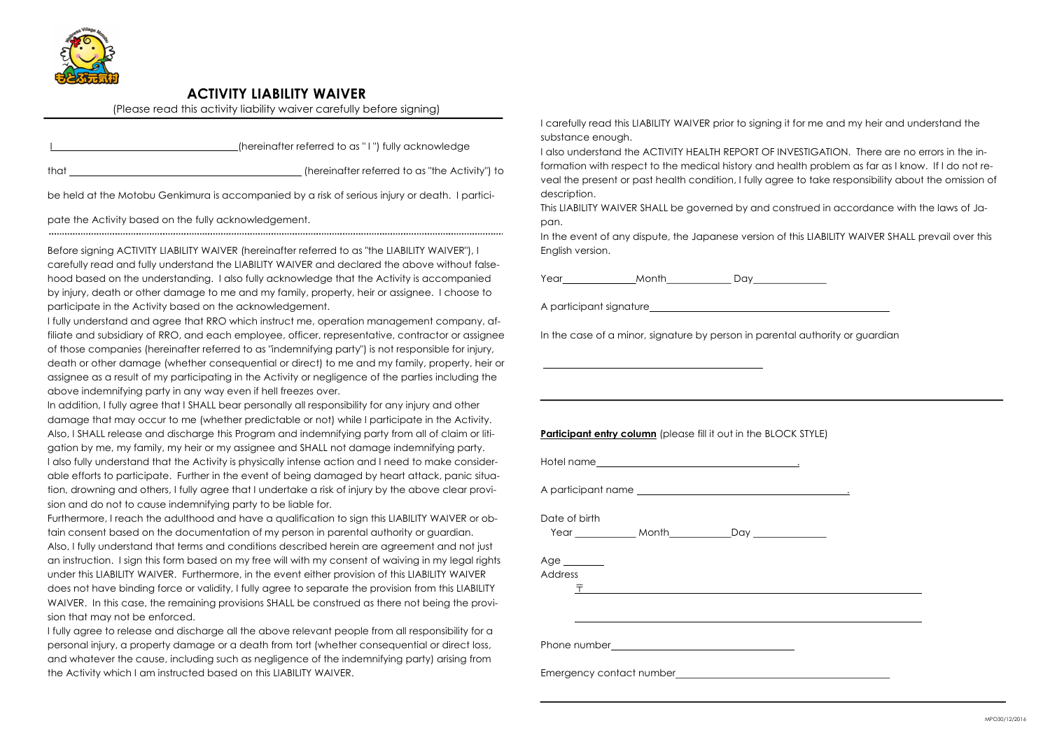# ACTIVITY LIABILITY WAIVER

(Please read this activity liability waiver carefully before signing)

I ________________________ (hereinafter referred to as " I ") fully acknowledge

that ________________________ (hereinafter referred to as "the Activity") to

be held at the Motobu Genkimura is accompanied by a risk of serious injury or death. I participate the Activity based on the fully acknowledgement.

---

Before signing ACTIVITY LIABILITY WAIVER (hereinafter referred to as "the LIABILITY WAIVER"), I carefully read and fully understand the LIABILITY WAIVER and declared the above without falsehood based on the understanding. I also fully acknowledge that the Activity is accompanied by injury, death or other damage to me and my family, property, heir or assignee. I choose to participate in the Activity based on the acknowledgement.

I fully understand and agree that RRO which instruct me, operation management company, affiliate and subsidiary of RRO, and each employee, officer, representative, contractor or assignee of those companies (hereinafter referred to as "indemnifying party") is not responsible for injury, death or other damage (whether consequential or direct) to me and my family, property, heir or assignee as a result of my participating in the Activity or negligence of the parties including the above indemnifying party in any way even if hell freezes over.

In addition, I fully agree that I SHALL bear personally all responsibility for any injury and other damage that may occur to me (whether predictable or not) while I participate in the Activity. Also, I SHALL release and discharge this Program and indemnifying party from all of claim or litigation by me, my family, my heir or my assignee and SHALL not damage indemnifying party.

I also fully understand that the Activity is physically intense action and I need to make considerable efforts to participate. Further in the event of being damaged by heart attack, panic situation, drowning and others, I fully agree that I undertake a risk of injury by the above clear provision and do not to cause indemnifying party to be liable for.

Furthermore, I reach the adulthood and have a qualification to sign this LIABILITY WAIVER or obtain consent based on the documentation of my person in parental authority or guardian.

Also, I fully understand that terms and conditions described herein are agreement and not just an instruction. I sign this form based on my free will with my consent of waiving in my legal rights under this LIABILITY WAIVER. Furthermore, in the event either provision of this LIABILITY WAIVER does not have binding force or validity, I fully agree to separate the provision from this LIABILITY WAIVER. In this case, the remaining provisions SHALL be construed as there not being the provision that may not be enforced.

I fully agree to release and discharge all the above relevant people from all responsibility for a personal injury, a property damage or a death from tort (whether consequential or direct loss, and whatever the cause, including such as negligence of the indemnifying party) arising from the Activity which I am instructed based on this LIABILITY WAIVER.

I carefully read this LIABILITY WAIVER prior to signing it for me and my heir and understand the substance enough.

I also understand the ACTIVITY HEALTH REPORT OF INVESTIGATION. There are no errors in the information with respect to the medical history and health problem as far as I know. If I do not reveal the present or past health condition, I fully agree to take responsibility about the omission of description.

This LIABILITY WAIVER SHALL be governed by and construed in accordance with the laws of Japan.

In the event of any dispute, the Japanese version of this LIABILITY WAIVER SHALL prevail over this English version.

Year ________ Month ________ Day ________

A participant signature ________________________

In the case of a minor, signature by person in parental authority or guardian

________________________

---

**Participant entry column** (please fill it out in the BLOCK STYLE)

Hotel name ________________________.

A participant name ________________________.

Date of birth

Year ________ Month ________ Day ________

Age ________

Address

〒 ________________________

________________________

Phone number ________________________

Emergency contact number ________________________

MPO30/12/2016